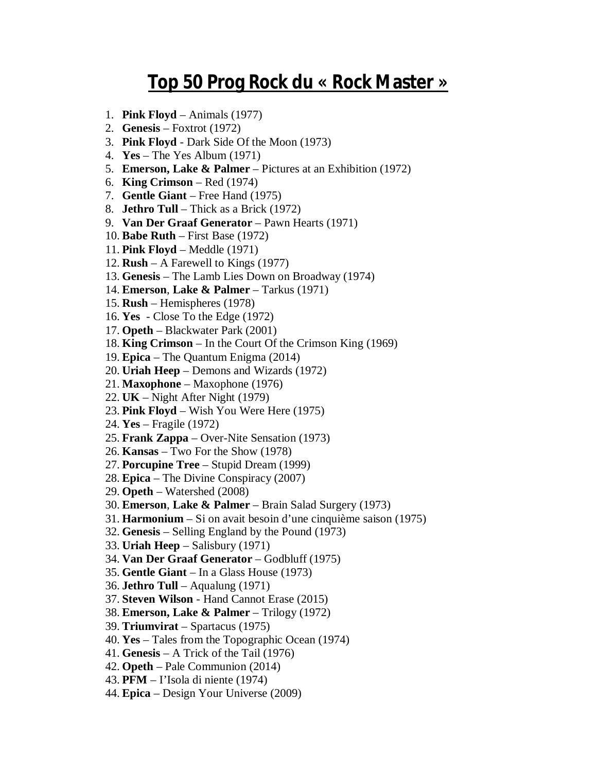# Top 50 Prog Rock du « Rock Master »

1. **Pink Floyd** – Animals (1977)
2. **Genesis** – Foxtrot (1972)
3. **Pink Floyd** - Dark Side Of the Moon (1973)
4. **Yes** – The Yes Album (1971)
5. **Emerson, Lake & Palmer** – Pictures at an Exhibition (1972)
6. **King Crimson** – Red (1974)
7. **Gentle Giant** – Free Hand (1975)
8. **Jethro Tull** – Thick as a Brick (1972)
9. **Van Der Graaf Generator** – Pawn Hearts (1971)
10. **Babe Ruth** – First Base (1972)
11. **Pink Floyd** – Meddle (1971)
12. **Rush** – A Farewell to Kings (1977)
13. **Genesis** – The Lamb Lies Down on Broadway (1974)
14. **Emerson**, **Lake & Palmer** – Tarkus (1971)
15. **Rush** – Hemispheres (1978)
16. **Yes** - Close To the Edge (1972)
17. **Opeth** – Blackwater Park (2001)
18. **King Crimson** – In the Court Of the Crimson King (1969)
19. **Epica** – The Quantum Enigma (2014)
20. **Uriah Heep** – Demons and Wizards (1972)
21. **Maxophone** – Maxophone (1976)
22. **UK** – Night After Night (1979)
23. **Pink Floyd** – Wish You Were Here (1975)
24. **Yes** – Fragile (1972)
25. **Frank Zappa** – Over-Nite Sensation (1973)
26. **Kansas** – Two For the Show (1978)
27. **Porcupine Tree** – Stupid Dream (1999)
28. **Epica** – The Divine Conspiracy (2007)
29. **Opeth** – Watershed (2008)
30. **Emerson**, **Lake & Palmer** – Brain Salad Surgery (1973)
31. **Harmonium** – Si on avait besoin d'une cinquième saison (1975)
32. **Genesis** – Selling England by the Pound (1973)
33. **Uriah Heep** – Salisbury (1971)
34. **Van Der Graaf Generator** – Godbluff (1975)
35. **Gentle Giant** – In a Glass House (1973)
36. **Jethro Tull** – Aqualung (1971)
37. **Steven Wilson** - Hand Cannot Erase (2015)
38. **Emerson, Lake & Palmer** – Trilogy (1972)
39. **Triumvirat** – Spartacus (1975)
40. **Yes** – Tales from the Topographic Ocean (1974)
41. **Genesis** – A Trick of the Tail (1976)
42. **Opeth** – Pale Communion (2014)
43. **PFM** – I'Isola di niente (1974)
44. **Epica** – Design Your Universe (2009)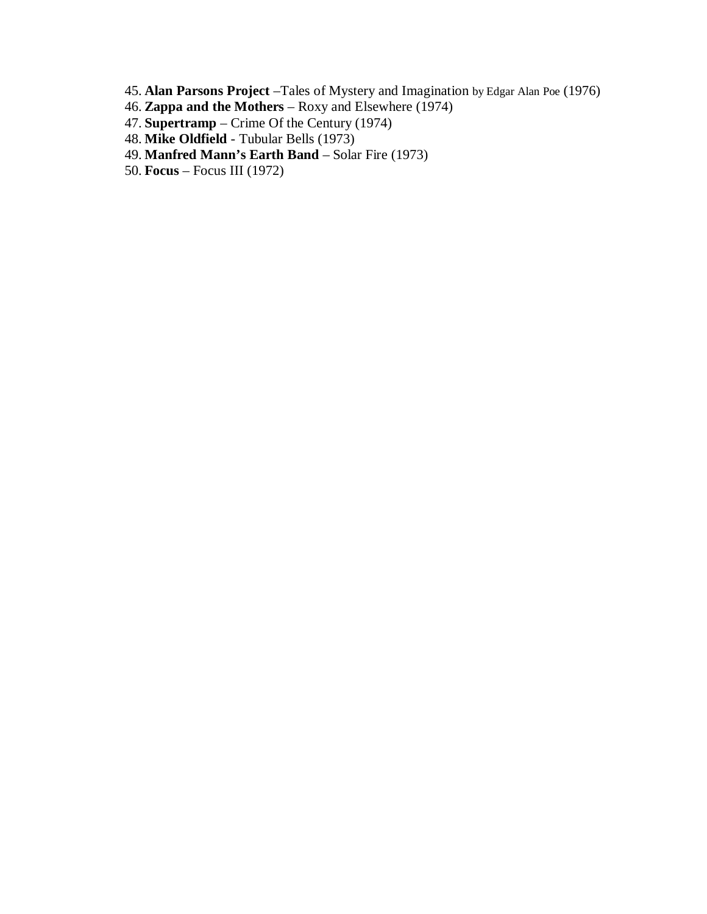45. **Alan Parsons Project** –Tales of Mystery and Imagination by Edgar Alan Poe (1976)
46. **Zappa and the Mothers** – Roxy and Elsewhere (1974)
47. **Supertramp** – Crime Of the Century (1974)
48. **Mike Oldfield** - Tubular Bells (1973)
49. **Manfred Mann's Earth Band** – Solar Fire (1973)
50. **Focus** – Focus III (1972)